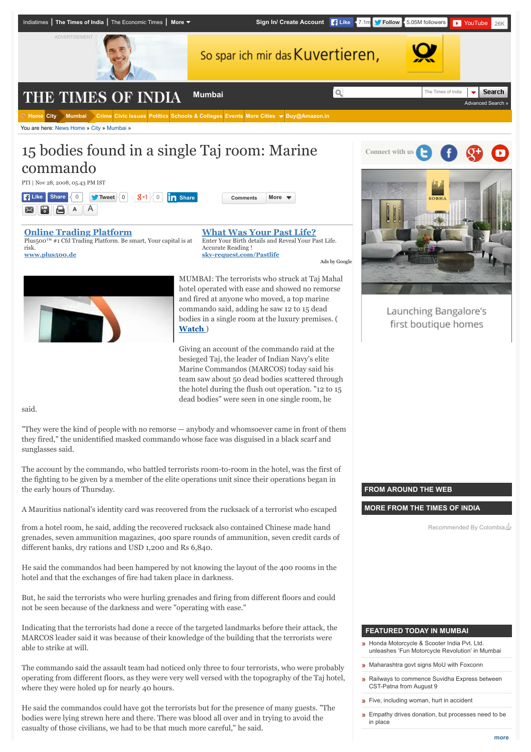# 15 bodies found in a single Taj room: Marine commando

PTI | Nov 28, 2008, 05.43 PM IST

MUMBAI: The terrorists who struck at Taj Mahal hotel operated with ease and showed no remorse and fired at anyone who moved, a top marine commando said, adding he saw 12 to 15 dead bodies in a single room at the luxury premises. ( Watch )

Giving an account of the commando raid at the besieged Taj, the leader of Indian Navy's elite Marine Commandos (MARCOS) today said his team saw about 50 dead bodies scattered through the hotel during the flush out operation. "12 to 15 dead bodies" were seen in one single room, he said.

"They were the kind of people with no remorse — anybody and whomsoever came in front of them they fired," the unidentified masked commando whose face was disguised in a black scarf and sunglasses said.

The account by the commando, who battled terrorists room-to-room in the hotel, was the first of the fighting to be given by a member of the elite operations unit since their operations began in the early hours of Thursday.

A Mauritius national's identity card was recovered from the rucksack of a terrorist who escaped from a hotel room, he said, adding the recovered rucksack also contained Chinese made hand grenades, seven ammunition magazines, 400 spare rounds of ammunition, seven credit cards of different banks, dry rations and USD 1,200 and Rs 6,840.

He said the commandos had been hampered by not knowing the layout of the 400 rooms in the hotel and that the exchanges of fire had taken place in darkness.

But, he said the terrorists who were hurling grenades and firing from different floors and could not be seen because of the darkness and were "operating with ease."

Indicating that the terrorists had done a recce of the targeted landmarks before their attack, the MARCOS leader said it was because of their knowledge of the building that the terrorists were able to strike at will.

The commando said the assault team had noticed only three to four terrorists, who were probably operating from different floors, as they were very well versed with the topography of the Taj hotel, where they were holed up for nearly 40 hours.

He said the commandos could have got the terrorists but for the presence of many guests. "The bodies were lying strewn here and there. There was blood all over and in trying to avoid the casualty of those civilians, we had to be that much more careful," he said.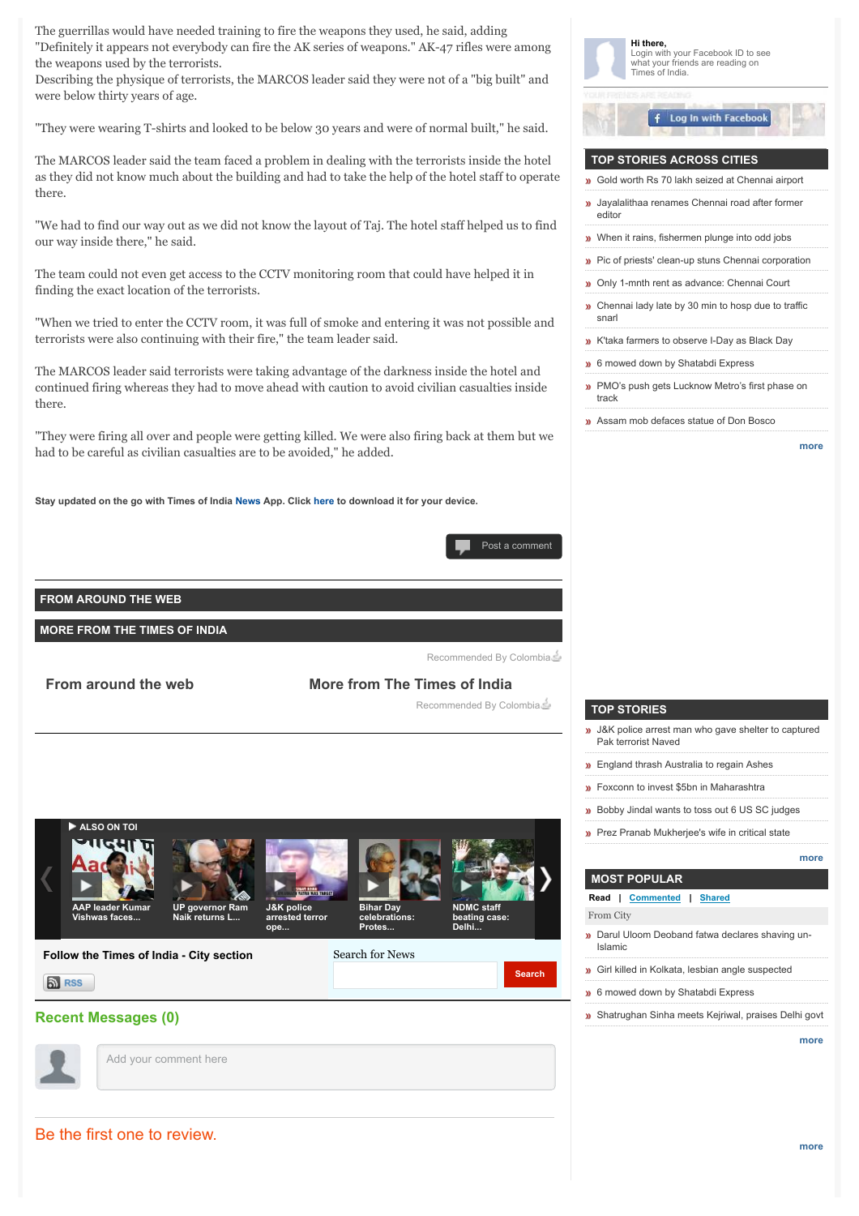The guerrillas would have needed training to fire the weapons they used, he said, adding "Definitely it appears not everybody can fire the AK series of weapons." AK-47 rifles were among the weapons used by the terrorists.
Describing the physique of terrorists, the MARCOS leader said they were not of a "big built" and were below thirty years of age.

"They were wearing T-shirts and looked to be below 30 years and were of normal built," he said.

The MARCOS leader said the team faced a problem in dealing with the terrorists inside the hotel as they did not know much about the building and had to take the help of the hotel staff to operate there.

"We had to find our way out as we did not know the layout of Taj. The hotel staff helped us to find our way inside there," he said.

The team could not even get access to the CCTV monitoring room that could have helped it in finding the exact location of the terrorists.

"When we tried to enter the CCTV room, it was full of smoke and entering it was not possible and terrorists were also continuing with their fire," the team leader said.

The MARCOS leader said terrorists were taking advantage of the darkness inside the hotel and continued firing whereas they had to move ahead with caution to avoid civilian casualties inside there.

"They were firing all over and people were getting killed. We were also firing back at them but we had to be careful as civilian casualties are to be avoided," he added.

**Stay updated on the go with Times of India News App. Click here to download it for your device.**

Post a comment

## FROM AROUND THE WEB

## MORE FROM THE TIMES OF INDIA

Recommended By Colombia

### From around the web

### More from The Times of India

Recommended By Colombia

**ALSO ON TOI**

- AAP leader Kumar Vishwas faces...
- UP governor Ram Naik returns L...
- J&K police arrested terror ope...
- Bihar Day celebrations: Protes...
- NDMC staff beating case: Delhi...

**Follow the Times of India - City section**

RSS

Search for News

Search

## Recent Messages (0)

Add your comment here

Be the first one to review.

Hi there,
Login with your Facebook ID to see what your friends are reading on Times of India.

Log In with Facebook

## TOP STORIES ACROSS CITIES

- Gold worth Rs 70 lakh seized at Chennai airport
- Jayalalithaa renames Chennai road after former editor
- When it rains, fishermen plunge into odd jobs
- Pic of priests' clean-up stuns Chennai corporation
- Only 1-mnth rent as advance: Chennai Court
- Chennai lady late by 30 min to hosp due to traffic snarl
- K'taka farmers to observe I-Day as Black Day
- 6 mowed down by Shatabdi Express
- PMO's push gets Lucknow Metro's first phase on track
- Assam mob defaces statue of Don Bosco

more

## TOP STORIES

- J&K police arrest man who gave shelter to captured Pak terrorist Naved
- England thrash Australia to regain Ashes
- Foxconn to invest $5bn in Maharashtra
- Bobby Jindal wants to toss out 6 US SC judges
- Prez Pranab Mukherjee's wife in critical state

more

## MOST POPULAR

Read | Commented | Shared

From City

- Darul Uloom Deoband fatwa declares shaving un-Islamic
- Girl killed in Kolkata, lesbian angle suspected
- 6 mowed down by Shatabdi Express
- Shatrughan Sinha meets Kejriwal, praises Delhi govt

more

more